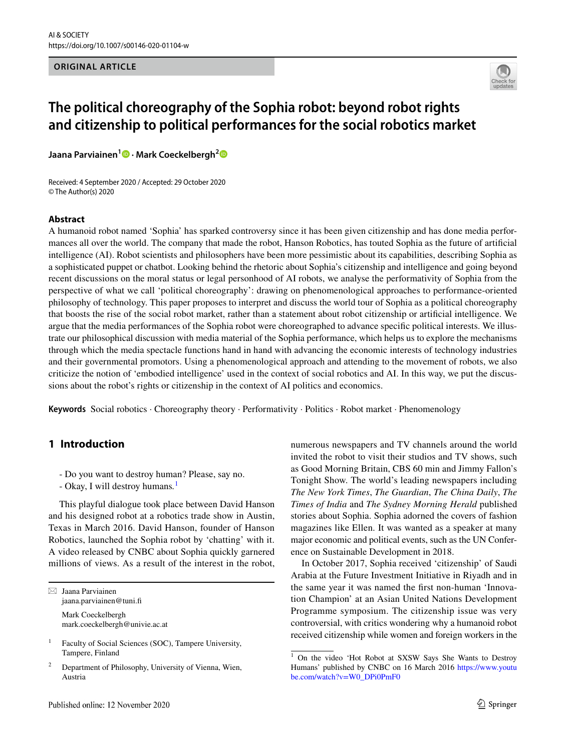ORIGINAL ARTICLE

# The political choreography of the Sophia robot: beyond robot rights and citizenship to political performances for the social robotics market

**Jaana Parviainen[1] · Mark Coeckelbergh[2]**

Received: 4 September 2020 / Accepted: 29 October 2020
© The Author(s) 2020

## Abstract

A humanoid robot named 'Sophia' has sparked controversy since it has been given citizenship and has done media performances all over the world. The company that made the robot, Hanson Robotics, has touted Sophia as the future of artificial intelligence (AI). Robot scientists and philosophers have been more pessimistic about its capabilities, describing Sophia as a sophisticated puppet or chatbot. Looking behind the rhetoric about Sophia's citizenship and intelligence and going beyond recent discussions on the moral status or legal personhood of AI robots, we analyse the performativity of Sophia from the perspective of what we call 'political choreography': drawing on phenomenological approaches to performance-oriented philosophy of technology. This paper proposes to interpret and discuss the world tour of Sophia as a political choreography that boosts the rise of the social robot market, rather than a statement about robot citizenship or artificial intelligence. We argue that the media performances of the Sophia robot were choreographed to advance specific political interests. We illustrate our philosophical discussion with media material of the Sophia performance, which helps us to explore the mechanisms through which the media spectacle functions hand in hand with advancing the economic interests of technology industries and their governmental promotors. Using a phenomenological approach and attending to the movement of robots, we also criticize the notion of 'embodied intelligence' used in the context of social robotics and AI. In this way, we put the discussions about the robot's rights or citizenship in the context of AI politics and economics.

**Keywords** Social robotics · Choreography theory · Performativity · Politics · Robot market · Phenomenology

## 1 Introduction

- Do you want to destroy human? Please, say no.
- Okay, I will destroy humans.[1]

This playful dialogue took place between David Hanson and his designed robot at a robotics trade show in Austin, Texas in March 2016. David Hanson, founder of Hanson Robotics, launched the Sophia robot by 'chatting' with it. A video released by CNBC about Sophia quickly garnered millions of views. As a result of the interest in the robot, numerous newspapers and TV channels around the world invited the robot to visit their studios and TV shows, such as Good Morning Britain, CBS 60 min and Jimmy Fallon's Tonight Show. The world's leading newspapers including *The New York Times*, *The Guardian*, *The China Daily*, *The Times of India* and *The Sydney Morning Herald* published stories about Sophia. Sophia adorned the covers of fashion magazines like Ellen. It was wanted as a speaker at many major economic and political events, such as the UN Conference on Sustainable Development in 2018.

In October 2017, Sophia received 'citizenship' of Saudi Arabia at the Future Investment Initiative in Riyadh and in the same year it was named the first non-human 'Innovation Champion' at an Asian United Nations Development Programme symposium. The citizenship issue was very controversial, with critics wondering why a humanoid robot received citizenship while women and foreign workers in the

---

✉ Jaana Parviainen
jaana.parviainen@tuni.fi

Mark Coeckelbergh
mark.coeckelbergh@univie.ac.at

[1] Faculty of Social Sciences (SOC), Tampere University, Tampere, Finland

[2] Department of Philosophy, University of Vienna, Wien, Austria

[1] On the video 'Hot Robot at SXSW Says She Wants to Destroy Humans' published by CNBC on 16 March 2016 https://www.youtube.com/watch?v=W0_DPi0PmF0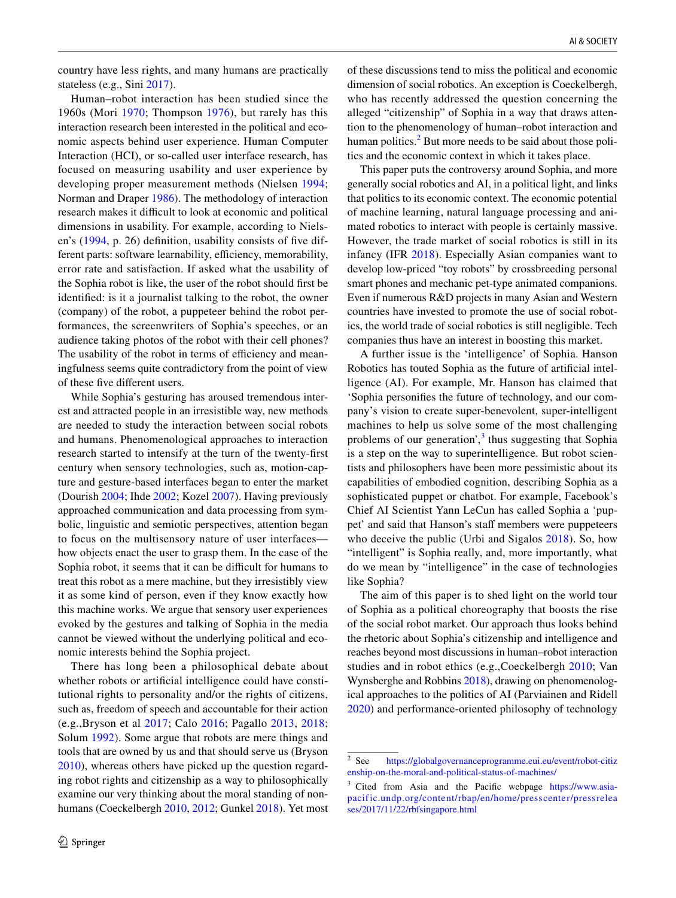country have less rights, and many humans are practically stateless (e.g., Sini 2017).

Human–robot interaction has been studied since the 1960s (Mori 1970; Thompson 1976), but rarely has this interaction research been interested in the political and economic aspects behind user experience. Human Computer Interaction (HCI), or so-called user interface research, has focused on measuring usability and user experience by developing proper measurement methods (Nielsen 1994; Norman and Draper 1986). The methodology of interaction research makes it difficult to look at economic and political dimensions in usability. For example, according to Nielsen's (1994, p. 26) definition, usability consists of five different parts: software learnability, efficiency, memorability, error rate and satisfaction. If asked what the usability of the Sophia robot is like, the user of the robot should first be identified: is it a journalist talking to the robot, the owner (company) of the robot, a puppeteer behind the robot performances, the screenwriters of Sophia's speeches, or an audience taking photos of the robot with their cell phones? The usability of the robot in terms of efficiency and meaningfulness seems quite contradictory from the point of view of these five different users.

While Sophia's gesturing has aroused tremendous interest and attracted people in an irresistible way, new methods are needed to study the interaction between social robots and humans. Phenomenological approaches to interaction research started to intensify at the turn of the twenty-first century when sensory technologies, such as, motion-capture and gesture-based interfaces began to enter the market (Dourish 2004; Ihde 2002; Kozel 2007). Having previously approached communication and data processing from symbolic, linguistic and semiotic perspectives, attention began to focus on the multisensory nature of user interfaces—how objects enact the user to grasp them. In the case of the Sophia robot, it seems that it can be difficult for humans to treat this robot as a mere machine, but they irresistibly view it as some kind of person, even if they know exactly how this machine works. We argue that sensory user experiences evoked by the gestures and talking of Sophia in the media cannot be viewed without the underlying political and economic interests behind the Sophia project.

There has long been a philosophical debate about whether robots or artificial intelligence could have constitutional rights to personality and/or the rights of citizens, such as, freedom of speech and accountable for their action (e.g.,Bryson et al 2017; Calo 2016; Pagallo 2013, 2018; Solum 1992). Some argue that robots are mere things and tools that are owned by us and that should serve us (Bryson 2010), whereas others have picked up the question regarding robot rights and citizenship as a way to philosophically examine our very thinking about the moral standing of non-humans (Coeckelbergh 2010, 2012; Gunkel 2018). Yet most of these discussions tend to miss the political and economic dimension of social robotics. An exception is Coeckelbergh, who has recently addressed the question concerning the alleged "citizenship" of Sophia in a way that draws attention to the phenomenology of human–robot interaction and human politics.[2] But more needs to be said about those politics and the economic context in which it takes place.

This paper puts the controversy around Sophia, and more generally social robotics and AI, in a political light, and links that politics to its economic context. The economic potential of machine learning, natural language processing and animated robotics to interact with people is certainly massive. However, the trade market of social robotics is still in its infancy (IFR 2018). Especially Asian companies want to develop low-priced "toy robots" by crossbreeding personal smart phones and mechanic pet-type animated companions. Even if numerous R&D projects in many Asian and Western countries have invested to promote the use of social robotics, the world trade of social robotics is still negligible. Tech companies thus have an interest in boosting this market.

A further issue is the 'intelligence' of Sophia. Hanson Robotics has touted Sophia as the future of artificial intelligence (AI). For example, Mr. Hanson has claimed that 'Sophia personifies the future of technology, and our company's vision to create super-benevolent, super-intelligent machines to help us solve some of the most challenging problems of our generation',[3] thus suggesting that Sophia is a step on the way to superintelligence. But robot scientists and philosophers have been more pessimistic about its capabilities of embodied cognition, describing Sophia as a sophisticated puppet or chatbot. For example, Facebook's Chief AI Scientist Yann LeCun has called Sophia a 'puppet' and said that Hanson's staff members were puppeteers who deceive the public (Urbi and Sigalos 2018). So, how "intelligent" is Sophia really, and, more importantly, what do we mean by "intelligence" in the case of technologies like Sophia?

The aim of this paper is to shed light on the world tour of Sophia as a political choreography that boosts the rise of the social robot market. Our approach thus looks behind the rhetoric about Sophia's citizenship and intelligence and reaches beyond most discussions in human–robot interaction studies and in robot ethics (e.g.,Coeckelbergh 2010; Van Wynsberghe and Robbins 2018), drawing on phenomenological approaches to the politics of AI (Parviainen and Ridell 2020) and performance-oriented philosophy of technology

---

[2] See https://globalgovernanceprogramme.eui.eu/event/robot-citizenship-on-the-moral-and-political-status-of-machines/

[3] Cited from Asia and the Pacific webpage https://www.asia-pacific.undp.org/content/rbap/en/home/presscenter/pressreleases/2017/11/22/rbfsingapore.html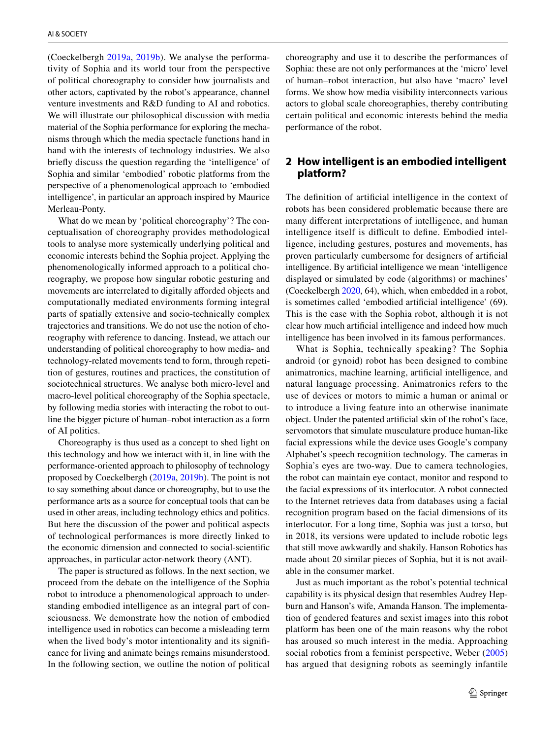(Coeckelbergh 2019a, 2019b). We analyse the performativity of Sophia and its world tour from the perspective of political choreography to consider how journalists and other actors, captivated by the robot's appearance, channel venture investments and R&D funding to AI and robotics. We will illustrate our philosophical discussion with media material of the Sophia performance for exploring the mechanisms through which the media spectacle functions hand in hand with the interests of technology industries. We also briefly discuss the question regarding the 'intelligence' of Sophia and similar 'embodied' robotic platforms from the perspective of a phenomenological approach to 'embodied intelligence', in particular an approach inspired by Maurice Merleau-Ponty.

What do we mean by 'political choreography'? The conceptualisation of choreography provides methodological tools to analyse more systematically underlying political and economic interests behind the Sophia project. Applying the phenomenologically informed approach to a political choreography, we propose how singular robotic gesturing and movements are interrelated to digitally afforded objects and computationally mediated environments forming integral parts of spatially extensive and socio-technically complex trajectories and transitions. We do not use the notion of choreography with reference to dancing. Instead, we attach our understanding of political choreography to how media- and technology-related movements tend to form, through repetition of gestures, routines and practices, the constitution of sociotechnical structures. We analyse both micro-level and macro-level political choreography of the Sophia spectacle, by following media stories with interacting the robot to outline the bigger picture of human–robot interaction as a form of AI politics.

Choreography is thus used as a concept to shed light on this technology and how we interact with it, in line with the performance-oriented approach to philosophy of technology proposed by Coeckelbergh (2019a, 2019b). The point is not to say something about dance or choreography, but to use the performance arts as a source for conceptual tools that can be used in other areas, including technology ethics and politics. But here the discussion of the power and political aspects of technological performances is more directly linked to the economic dimension and connected to social-scientific approaches, in particular actor-network theory (ANT).

The paper is structured as follows. In the next section, we proceed from the debate on the intelligence of the Sophia robot to introduce a phenomenological approach to understanding embodied intelligence as an integral part of consciousness. We demonstrate how the notion of embodied intelligence used in robotics can become a misleading term when the lived body's motor intentionality and its significance for living and animate beings remains misunderstood. In the following section, we outline the notion of political choreography and use it to describe the performances of Sophia: these are not only performances at the 'micro' level of human–robot interaction, but also have 'macro' level forms. We show how media visibility interconnects various actors to global scale choreographies, thereby contributing certain political and economic interests behind the media performance of the robot.

## 2 How intelligent is an embodied intelligent platform?

The definition of artificial intelligence in the context of robots has been considered problematic because there are many different interpretations of intelligence, and human intelligence itself is difficult to define. Embodied intelligence, including gestures, postures and movements, has proven particularly cumbersome for designers of artificial intelligence. By artificial intelligence we mean 'intelligence displayed or simulated by code (algorithms) or machines' (Coeckelbergh 2020, 64), which, when embedded in a robot, is sometimes called 'embodied artificial intelligence' (69). This is the case with the Sophia robot, although it is not clear how much artificial intelligence and indeed how much intelligence has been involved in its famous performances.

What is Sophia, technically speaking? The Sophia android (or gynoid) robot has been designed to combine animatronics, machine learning, artificial intelligence, and natural language processing. Animatronics refers to the use of devices or motors to mimic a human or animal or to introduce a living feature into an otherwise inanimate object. Under the patented artificial skin of the robot's face, servomotors that simulate musculature produce human-like facial expressions while the device uses Google's company Alphabet's speech recognition technology. The cameras in Sophia's eyes are two-way. Due to camera technologies, the robot can maintain eye contact, monitor and respond to the facial expressions of its interlocutor. A robot connected to the Internet retrieves data from databases using a facial recognition program based on the facial dimensions of its interlocutor. For a long time, Sophia was just a torso, but in 2018, its versions were updated to include robotic legs that still move awkwardly and shakily. Hanson Robotics has made about 20 similar pieces of Sophia, but it is not available in the consumer market.

Just as much important as the robot's potential technical capability is its physical design that resembles Audrey Hepburn and Hanson's wife, Amanda Hanson. The implementation of gendered features and sexist images into this robot platform has been one of the main reasons why the robot has aroused so much interest in the media. Approaching social robotics from a feminist perspective, Weber (2005) has argued that designing robots as seemingly infantile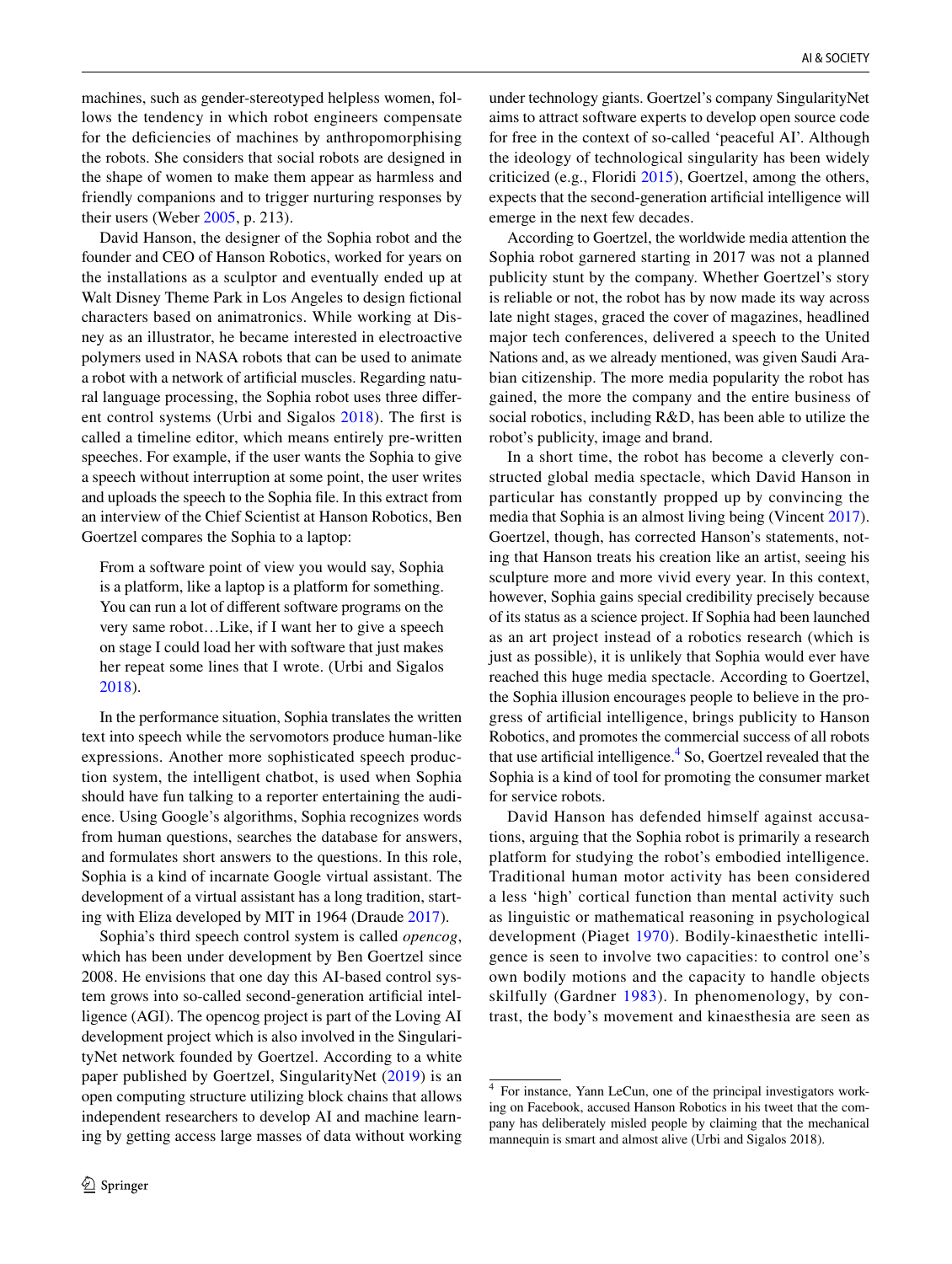machines, such as gender-stereotyped helpless women, follows the tendency in which robot engineers compensate for the deficiencies of machines by anthropomorphising the robots. She considers that social robots are designed in the shape of women to make them appear as harmless and friendly companions and to trigger nurturing responses by their users (Weber 2005, p. 213).

David Hanson, the designer of the Sophia robot and the founder and CEO of Hanson Robotics, worked for years on the installations as a sculptor and eventually ended up at Walt Disney Theme Park in Los Angeles to design fictional characters based on animatronics. While working at Disney as an illustrator, he became interested in electroactive polymers used in NASA robots that can be used to animate a robot with a network of artificial muscles. Regarding natural language processing, the Sophia robot uses three different control systems (Urbi and Sigalos 2018). The first is called a timeline editor, which means entirely pre-written speeches. For example, if the user wants the Sophia to give a speech without interruption at some point, the user writes and uploads the speech to the Sophia file. In this extract from an interview of the Chief Scientist at Hanson Robotics, Ben Goertzel compares the Sophia to a laptop:

> From a software point of view you would say, Sophia is a platform, like a laptop is a platform for something. You can run a lot of different software programs on the very same robot…Like, if I want her to give a speech on stage I could load her with software that just makes her repeat some lines that I wrote. (Urbi and Sigalos 2018).

In the performance situation, Sophia translates the written text into speech while the servomotors produce human-like expressions. Another more sophisticated speech production system, the intelligent chatbot, is used when Sophia should have fun talking to a reporter entertaining the audience. Using Google's algorithms, Sophia recognizes words from human questions, searches the database for answers, and formulates short answers to the questions. In this role, Sophia is a kind of incarnate Google virtual assistant. The development of a virtual assistant has a long tradition, starting with Eliza developed by MIT in 1964 (Draude 2017).

Sophia's third speech control system is called *opencog*, which has been under development by Ben Goertzel since 2008. He envisions that one day this AI-based control system grows into so-called second-generation artificial intelligence (AGI). The opencog project is part of the Loving AI development project which is also involved in the SingularityNet network founded by Goertzel. According to a white paper published by Goertzel, SingularityNet (2019) is an open computing structure utilizing block chains that allows independent researchers to develop AI and machine learning by getting access large masses of data without working under technology giants. Goertzel's company SingularityNet aims to attract software experts to develop open source code for free in the context of so-called 'peaceful AI'. Although the ideology of technological singularity has been widely criticized (e.g., Floridi 2015), Goertzel, among the others, expects that the second-generation artificial intelligence will emerge in the next few decades.

According to Goertzel, the worldwide media attention the Sophia robot garnered starting in 2017 was not a planned publicity stunt by the company. Whether Goertzel's story is reliable or not, the robot has by now made its way across late night stages, graced the cover of magazines, headlined major tech conferences, delivered a speech to the United Nations and, as we already mentioned, was given Saudi Arabian citizenship. The more media popularity the robot has gained, the more the company and the entire business of social robotics, including R&D, has been able to utilize the robot's publicity, image and brand.

In a short time, the robot has become a cleverly constructed global media spectacle, which David Hanson in particular has constantly propped up by convincing the media that Sophia is an almost living being (Vincent 2017). Goertzel, though, has corrected Hanson's statements, noting that Hanson treats his creation like an artist, seeing his sculpture more and more vivid every year. In this context, however, Sophia gains special credibility precisely because of its status as a science project. If Sophia had been launched as an art project instead of a robotics research (which is just as possible), it is unlikely that Sophia would ever have reached this huge media spectacle. According to Goertzel, the Sophia illusion encourages people to believe in the progress of artificial intelligence, brings publicity to Hanson Robotics, and promotes the commercial success of all robots that use artificial intelligence.[4] So, Goertzel revealed that the Sophia is a kind of tool for promoting the consumer market for service robots.

David Hanson has defended himself against accusations, arguing that the Sophia robot is primarily a research platform for studying the robot's embodied intelligence. Traditional human motor activity has been considered a less 'high' cortical function than mental activity such as linguistic or mathematical reasoning in psychological development (Piaget 1970). Bodily-kinaesthetic intelligence is seen to involve two capacities: to control one's own bodily motions and the capacity to handle objects skilfully (Gardner 1983). In phenomenology, by contrast, the body's movement and kinaesthesia are seen as

[4] For instance, Yann LeCun, one of the principal investigators working on Facebook, accused Hanson Robotics in his tweet that the company has deliberately misled people by claiming that the mechanical mannequin is smart and almost alive (Urbi and Sigalos 2018).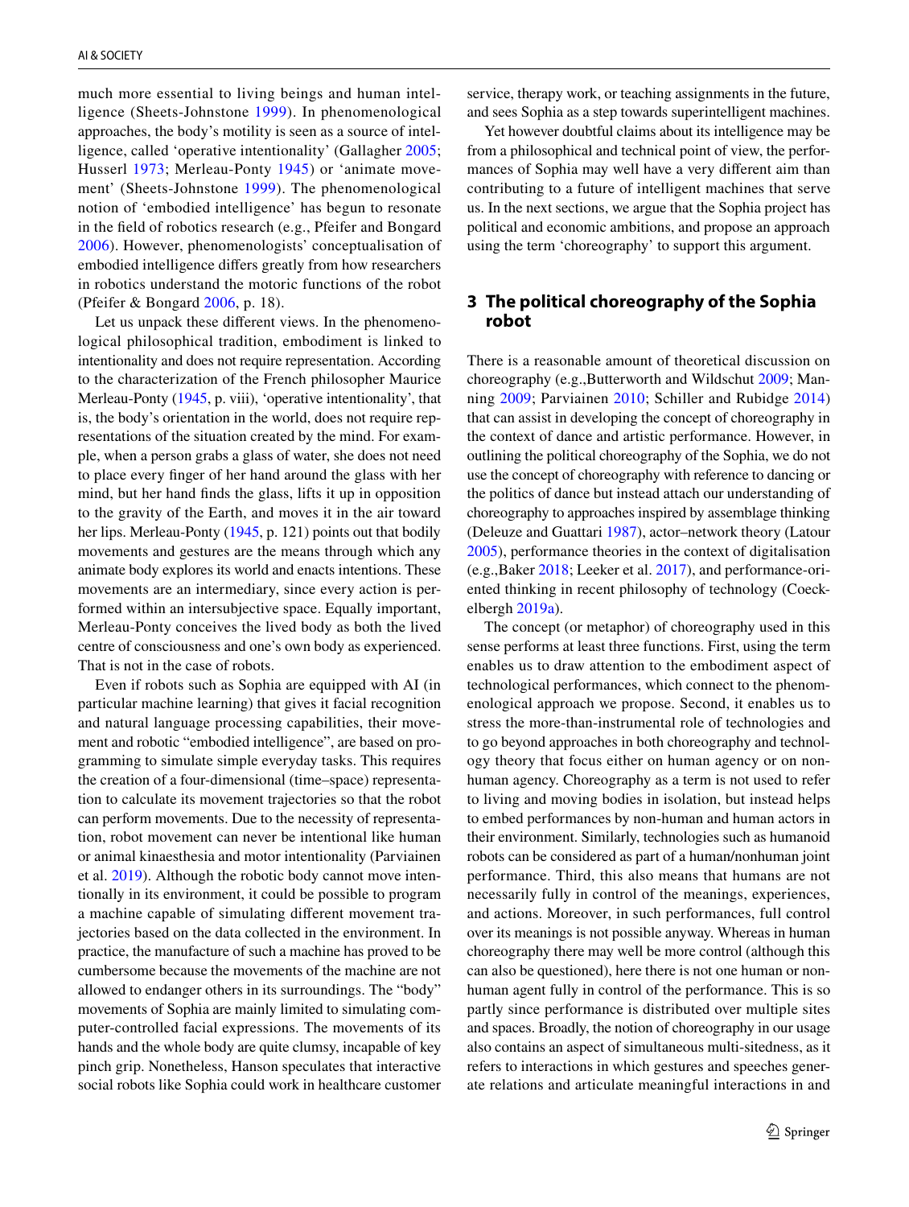much more essential to living beings and human intelligence (Sheets-Johnstone 1999). In phenomenological approaches, the body's motility is seen as a source of intelligence, called 'operative intentionality' (Gallagher 2005; Husserl 1973; Merleau-Ponty 1945) or 'animate movement' (Sheets-Johnstone 1999). The phenomenological notion of 'embodied intelligence' has begun to resonate in the field of robotics research (e.g., Pfeifer and Bongard 2006). However, phenomenologists' conceptualisation of embodied intelligence differs greatly from how researchers in robotics understand the motoric functions of the robot (Pfeifer & Bongard 2006, p. 18).

Let us unpack these different views. In the phenomenological philosophical tradition, embodiment is linked to intentionality and does not require representation. According to the characterization of the French philosopher Maurice Merleau-Ponty (1945, p. viii), 'operative intentionality', that is, the body's orientation in the world, does not require representations of the situation created by the mind. For example, when a person grabs a glass of water, she does not need to place every finger of her hand around the glass with her mind, but her hand finds the glass, lifts it up in opposition to the gravity of the Earth, and moves it in the air toward her lips. Merleau-Ponty (1945, p. 121) points out that bodily movements and gestures are the means through which any animate body explores its world and enacts intentions. These movements are an intermediary, since every action is performed within an intersubjective space. Equally important, Merleau-Ponty conceives the lived body as both the lived centre of consciousness and one's own body as experienced. That is not in the case of robots.

Even if robots such as Sophia are equipped with AI (in particular machine learning) that gives it facial recognition and natural language processing capabilities, their movement and robotic "embodied intelligence", are based on programming to simulate simple everyday tasks. This requires the creation of a four-dimensional (time–space) representation to calculate its movement trajectories so that the robot can perform movements. Due to the necessity of representation, robot movement can never be intentional like human or animal kinaesthesia and motor intentionality (Parviainen et al. 2019). Although the robotic body cannot move intentionally in its environment, it could be possible to program a machine capable of simulating different movement trajectories based on the data collected in the environment. In practice, the manufacture of such a machine has proved to be cumbersome because the movements of the machine are not allowed to endanger others in its surroundings. The "body" movements of Sophia are mainly limited to simulating computer-controlled facial expressions. The movements of its hands and the whole body are quite clumsy, incapable of key pinch grip. Nonetheless, Hanson speculates that interactive social robots like Sophia could work in healthcare customer service, therapy work, or teaching assignments in the future, and sees Sophia as a step towards superintelligent machines.

Yet however doubtful claims about its intelligence may be from a philosophical and technical point of view, the performances of Sophia may well have a very different aim than contributing to a future of intelligent machines that serve us. In the next sections, we argue that the Sophia project has political and economic ambitions, and propose an approach using the term 'choreography' to support this argument.

## 3 The political choreography of the Sophia robot

There is a reasonable amount of theoretical discussion on choreography (e.g.,Butterworth and Wildschut 2009; Manning 2009; Parviainen 2010; Schiller and Rubidge 2014) that can assist in developing the concept of choreography in the context of dance and artistic performance. However, in outlining the political choreography of the Sophia, we do not use the concept of choreography with reference to dancing or the politics of dance but instead attach our understanding of choreography to approaches inspired by assemblage thinking (Deleuze and Guattari 1987), actor–network theory (Latour 2005), performance theories in the context of digitalisation (e.g.,Baker 2018; Leeker et al. 2017), and performance-oriented thinking in recent philosophy of technology (Coeckelbergh 2019a).

The concept (or metaphor) of choreography used in this sense performs at least three functions. First, using the term enables us to draw attention to the embodiment aspect of technological performances, which connect to the phenomenological approach we propose. Second, it enables us to stress the more-than-instrumental role of technologies and to go beyond approaches in both choreography and technology theory that focus either on human agency or on non-human agency. Choreography as a term is not used to refer to living and moving bodies in isolation, but instead helps to embed performances by non-human and human actors in their environment. Similarly, technologies such as humanoid robots can be considered as part of a human/nonhuman joint performance. Third, this also means that humans are not necessarily fully in control of the meanings, experiences, and actions. Moreover, in such performances, full control over its meanings is not possible anyway. Whereas in human choreography there may well be more control (although this can also be questioned), here there is not one human or non-human agent fully in control of the performance. This is so partly since performance is distributed over multiple sites and spaces. Broadly, the notion of choreography in our usage also contains an aspect of simultaneous multi-sitedness, as it refers to interactions in which gestures and speeches generate relations and articulate meaningful interactions in and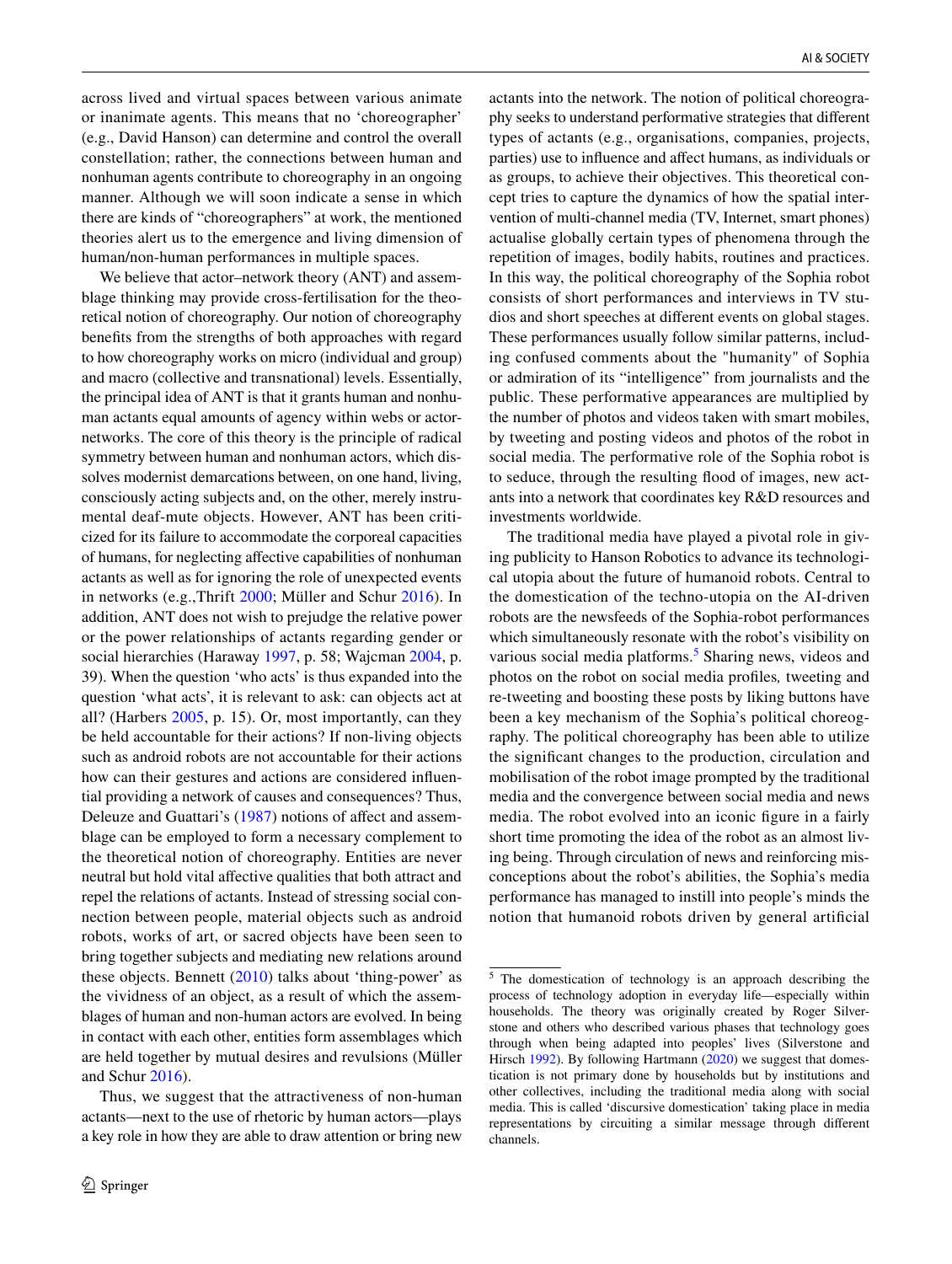across lived and virtual spaces between various animate or inanimate agents. This means that no 'choreographer' (e.g., David Hanson) can determine and control the overall constellation; rather, the connections between human and nonhuman agents contribute to choreography in an ongoing manner. Although we will soon indicate a sense in which there are kinds of "choreographers" at work, the mentioned theories alert us to the emergence and living dimension of human/non-human performances in multiple spaces.

We believe that actor–network theory (ANT) and assemblage thinking may provide cross-fertilisation for the theoretical notion of choreography. Our notion of choreography benefits from the strengths of both approaches with regard to how choreography works on micro (individual and group) and macro (collective and transnational) levels. Essentially, the principal idea of ANT is that it grants human and nonhuman actants equal amounts of agency within webs or actor-networks. The core of this theory is the principle of radical symmetry between human and nonhuman actors, which dissolves modernist demarcations between, on one hand, living, consciously acting subjects and, on the other, merely instrumental deaf-mute objects. However, ANT has been criticized for its failure to accommodate the corporeal capacities of humans, for neglecting affective capabilities of nonhuman actants as well as for ignoring the role of unexpected events in networks (e.g.,Thrift 2000; Müller and Schur 2016). In addition, ANT does not wish to prejudge the relative power or the power relationships of actants regarding gender or social hierarchies (Haraway 1997, p. 58; Wajcman 2004, p. 39). When the question 'who acts' is thus expanded into the question 'what acts', it is relevant to ask: can objects act at all? (Harbers 2005, p. 15). Or, most importantly, can they be held accountable for their actions? If non-living objects such as android robots are not accountable for their actions how can their gestures and actions are considered influential providing a network of causes and consequences? Thus, Deleuze and Guattari's (1987) notions of affect and assemblage can be employed to form a necessary complement to the theoretical notion of choreography. Entities are never neutral but hold vital affective qualities that both attract and repel the relations of actants. Instead of stressing social connection between people, material objects such as android robots, works of art, or sacred objects have been seen to bring together subjects and mediating new relations around these objects. Bennett (2010) talks about 'thing-power' as the vividness of an object, as a result of which the assemblages of human and non-human actors are evolved. In being in contact with each other, entities form assemblages which are held together by mutual desires and revulsions (Müller and Schur 2016).

Thus, we suggest that the attractiveness of non-human actants—next to the use of rhetoric by human actors—plays a key role in how they are able to draw attention or bring new actants into the network. The notion of political choreography seeks to understand performative strategies that different types of actants (e.g., organisations, companies, projects, parties) use to influence and affect humans, as individuals or as groups, to achieve their objectives. This theoretical concept tries to capture the dynamics of how the spatial intervention of multi-channel media (TV, Internet, smart phones) actualise globally certain types of phenomena through the repetition of images, bodily habits, routines and practices. In this way, the political choreography of the Sophia robot consists of short performances and interviews in TV studios and short speeches at different events on global stages. These performances usually follow similar patterns, including confused comments about the "humanity" of Sophia or admiration of its "intelligence" from journalists and the public. These performative appearances are multiplied by the number of photos and videos taken with smart mobiles, by tweeting and posting videos and photos of the robot in social media. The performative role of the Sophia robot is to seduce, through the resulting flood of images, new actants into a network that coordinates key R&D resources and investments worldwide.

The traditional media have played a pivotal role in giving publicity to Hanson Robotics to advance its technological utopia about the future of humanoid robots. Central to the domestication of the techno-utopia on the AI-driven robots are the newsfeeds of the Sophia-robot performances which simultaneously resonate with the robot's visibility on various social media platforms.[5] Sharing news, videos and photos on the robot on social media profiles, tweeting and re-tweeting and boosting these posts by liking buttons have been a key mechanism of the Sophia's political choreography. The political choreography has been able to utilize the significant changes to the production, circulation and mobilisation of the robot image prompted by the traditional media and the convergence between social media and news media. The robot evolved into an iconic figure in a fairly short time promoting the idea of the robot as an almost living being. Through circulation of news and reinforcing misconceptions about the robot's abilities, the Sophia's media performance has managed to instill into people's minds the notion that humanoid robots driven by general artificial

[5] The domestication of technology is an approach describing the process of technology adoption in everyday life—especially within households. The theory was originally created by Roger Silverstone and others who described various phases that technology goes through when being adapted into peoples' lives (Silverstone and Hirsch 1992). By following Hartmann (2020) we suggest that domestication is not primary done by households but by institutions and other collectives, including the traditional media along with social media. This is called 'discursive domestication' taking place in media representations by circuiting a similar message through different channels.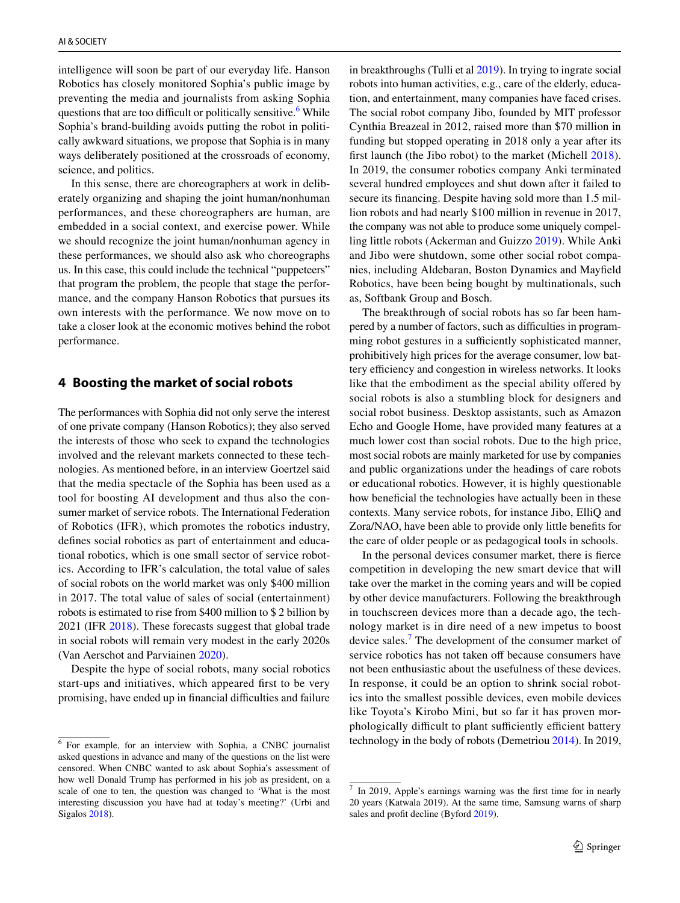intelligence will soon be part of our everyday life. Hanson Robotics has closely monitored Sophia's public image by preventing the media and journalists from asking Sophia questions that are too difficult or politically sensitive.[6] While Sophia's brand-building avoids putting the robot in politically awkward situations, we propose that Sophia is in many ways deliberately positioned at the crossroads of economy, science, and politics.

In this sense, there are choreographers at work in deliberately organizing and shaping the joint human/nonhuman performances, and these choreographers are human, are embedded in a social context, and exercise power. While we should recognize the joint human/nonhuman agency in these performances, we should also ask who choreographs us. In this case, this could include the technical "puppeteers" that program the problem, the people that stage the performance, and the company Hanson Robotics that pursues its own interests with the performance. We now move on to take a closer look at the economic motives behind the robot performance.

## 4 Boosting the market of social robots

The performances with Sophia did not only serve the interest of one private company (Hanson Robotics); they also served the interests of those who seek to expand the technologies involved and the relevant markets connected to these technologies. As mentioned before, in an interview Goertzel said that the media spectacle of the Sophia has been used as a tool for boosting AI development and thus also the consumer market of service robots. The International Federation of Robotics (IFR), which promotes the robotics industry, defines social robotics as part of entertainment and educational robotics, which is one small sector of service robotics. According to IFR's calculation, the total value of sales of social robots on the world market was only $400 million in 2017. The total value of sales of social (entertainment) robots is estimated to rise from $400 million to $ 2 billion by 2021 (IFR 2018). These forecasts suggest that global trade in social robots will remain very modest in the early 2020s (Van Aerschot and Parviainen 2020).

Despite the hype of social robots, many social robotics start-ups and initiatives, which appeared first to be very promising, have ended up in financial difficulties and failure in breakthroughs (Tulli et al 2019). In trying to ingrate social robots into human activities, e.g., care of the elderly, education, and entertainment, many companies have faced crises. The social robot company Jibo, founded by MIT professor Cynthia Breazeal in 2012, raised more than $70 million in funding but stopped operating in 2018 only a year after its first launch (the Jibo robot) to the market (Michell 2018). In 2019, the consumer robotics company Anki terminated several hundred employees and shut down after it failed to secure its financing. Despite having sold more than 1.5 million robots and had nearly $100 million in revenue in 2017, the company was not able to produce some uniquely compelling little robots (Ackerman and Guizzo 2019). While Anki and Jibo were shutdown, some other social robot companies, including Aldebaran, Boston Dynamics and Mayfield Robotics, have been being bought by multinationals, such as, Softbank Group and Bosch.

The breakthrough of social robots has so far been hampered by a number of factors, such as difficulties in programming robot gestures in a sufficiently sophisticated manner, prohibitively high prices for the average consumer, low battery efficiency and congestion in wireless networks. It looks like that the embodiment as the special ability offered by social robots is also a stumbling block for designers and social robot business. Desktop assistants, such as Amazon Echo and Google Home, have provided many features at a much lower cost than social robots. Due to the high price, most social robots are mainly marketed for use by companies and public organizations under the headings of care robots or educational robotics. However, it is highly questionable how beneficial the technologies have actually been in these contexts. Many service robots, for instance Jibo, ElliQ and Zora/NAO, have been able to provide only little benefits for the care of older people or as pedagogical tools in schools.

In the personal devices consumer market, there is fierce competition in developing the new smart device that will take over the market in the coming years and will be copied by other device manufacturers. Following the breakthrough in touchscreen devices more than a decade ago, the technology market is in dire need of a new impetus to boost device sales.[7] The development of the consumer market of service robotics has not taken off because consumers have not been enthusiastic about the usefulness of these devices. In response, it could be an option to shrink social robotics into the smallest possible devices, even mobile devices like Toyota's Kirobo Mini, but so far it has proven morphologically difficult to plant sufficiently efficient battery technology in the body of robots (Demetriou 2014). In 2019,

---

[6] For example, for an interview with Sophia, a CNBC journalist asked questions in advance and many of the questions on the list were censored. When CNBC wanted to ask about Sophia's assessment of how well Donald Trump has performed in his job as president, on a scale of one to ten, the question was changed to 'What is the most interesting discussion you have had at today's meeting?' (Urbi and Sigalos 2018).

[7] In 2019, Apple's earnings warning was the first time for in nearly 20 years (Katwala 2019). At the same time, Samsung warns of sharp sales and profit decline (Byford 2019).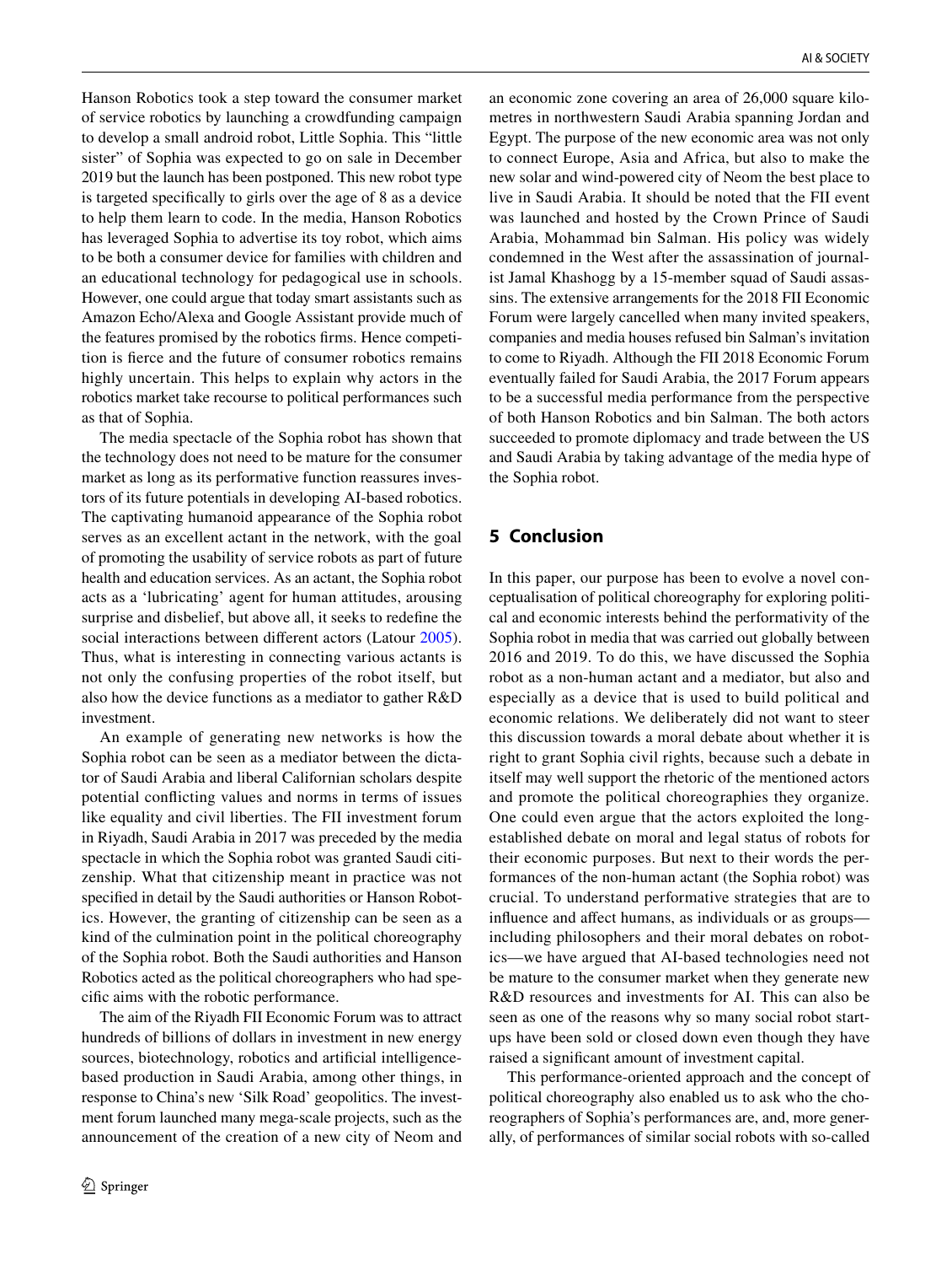Hanson Robotics took a step toward the consumer market of service robotics by launching a crowdfunding campaign to develop a small android robot, Little Sophia. This "little sister" of Sophia was expected to go on sale in December 2019 but the launch has been postponed. This new robot type is targeted specifically to girls over the age of 8 as a device to help them learn to code. In the media, Hanson Robotics has leveraged Sophia to advertise its toy robot, which aims to be both a consumer device for families with children and an educational technology for pedagogical use in schools. However, one could argue that today smart assistants such as Amazon Echo/Alexa and Google Assistant provide much of the features promised by the robotics firms. Hence competition is fierce and the future of consumer robotics remains highly uncertain. This helps to explain why actors in the robotics market take recourse to political performances such as that of Sophia.

The media spectacle of the Sophia robot has shown that the technology does not need to be mature for the consumer market as long as its performative function reassures investors of its future potentials in developing AI-based robotics. The captivating humanoid appearance of the Sophia robot serves as an excellent actant in the network, with the goal of promoting the usability of service robots as part of future health and education services. As an actant, the Sophia robot acts as a 'lubricating' agent for human attitudes, arousing surprise and disbelief, but above all, it seeks to redefine the social interactions between different actors (Latour 2005). Thus, what is interesting in connecting various actants is not only the confusing properties of the robot itself, but also how the device functions as a mediator to gather R&D investment.

An example of generating new networks is how the Sophia robot can be seen as a mediator between the dictator of Saudi Arabia and liberal Californian scholars despite potential conflicting values and norms in terms of issues like equality and civil liberties. The FII investment forum in Riyadh, Saudi Arabia in 2017 was preceded by the media spectacle in which the Sophia robot was granted Saudi citizenship. What that citizenship meant in practice was not specified in detail by the Saudi authorities or Hanson Robotics. However, the granting of citizenship can be seen as a kind of the culmination point in the political choreography of the Sophia robot. Both the Saudi authorities and Hanson Robotics acted as the political choreographers who had specific aims with the robotic performance.

The aim of the Riyadh FII Economic Forum was to attract hundreds of billions of dollars in investment in new energy sources, biotechnology, robotics and artificial intelligence-based production in Saudi Arabia, among other things, in response to China's new 'Silk Road' geopolitics. The investment forum launched many mega-scale projects, such as the announcement of the creation of a new city of Neom and an economic zone covering an area of 26,000 square kilometres in northwestern Saudi Arabia spanning Jordan and Egypt. The purpose of the new economic area was not only to connect Europe, Asia and Africa, but also to make the new solar and wind-powered city of Neom the best place to live in Saudi Arabia. It should be noted that the FII event was launched and hosted by the Crown Prince of Saudi Arabia, Mohammad bin Salman. His policy was widely condemned in the West after the assassination of journalist Jamal Khashogg by a 15-member squad of Saudi assassins. The extensive arrangements for the 2018 FII Economic Forum were largely cancelled when many invited speakers, companies and media houses refused bin Salman's invitation to come to Riyadh. Although the FII 2018 Economic Forum eventually failed for Saudi Arabia, the 2017 Forum appears to be a successful media performance from the perspective of both Hanson Robotics and bin Salman. The both actors succeeded to promote diplomacy and trade between the US and Saudi Arabia by taking advantage of the media hype of the Sophia robot.

## 5 Conclusion

In this paper, our purpose has been to evolve a novel conceptualisation of political choreography for exploring political and economic interests behind the performativity of the Sophia robot in media that was carried out globally between 2016 and 2019. To do this, we have discussed the Sophia robot as a non-human actant and a mediator, but also and especially as a device that is used to build political and economic relations. We deliberately did not want to steer this discussion towards a moral debate about whether it is right to grant Sophia civil rights, because such a debate in itself may well support the rhetoric of the mentioned actors and promote the political choreographies they organize. One could even argue that the actors exploited the long-established debate on moral and legal status of robots for their economic purposes. But next to their words the performances of the non-human actant (the Sophia robot) was crucial. To understand performative strategies that are to influence and affect humans, as individuals or as groups—including philosophers and their moral debates on robotics—we have argued that AI-based technologies need not be mature to the consumer market when they generate new R&D resources and investments for AI. This can also be seen as one of the reasons why so many social robot startups have been sold or closed down even though they have raised a significant amount of investment capital.

This performance-oriented approach and the concept of political choreography also enabled us to ask who the choreographers of Sophia's performances are, and, more generally, of performances of similar social robots with so-called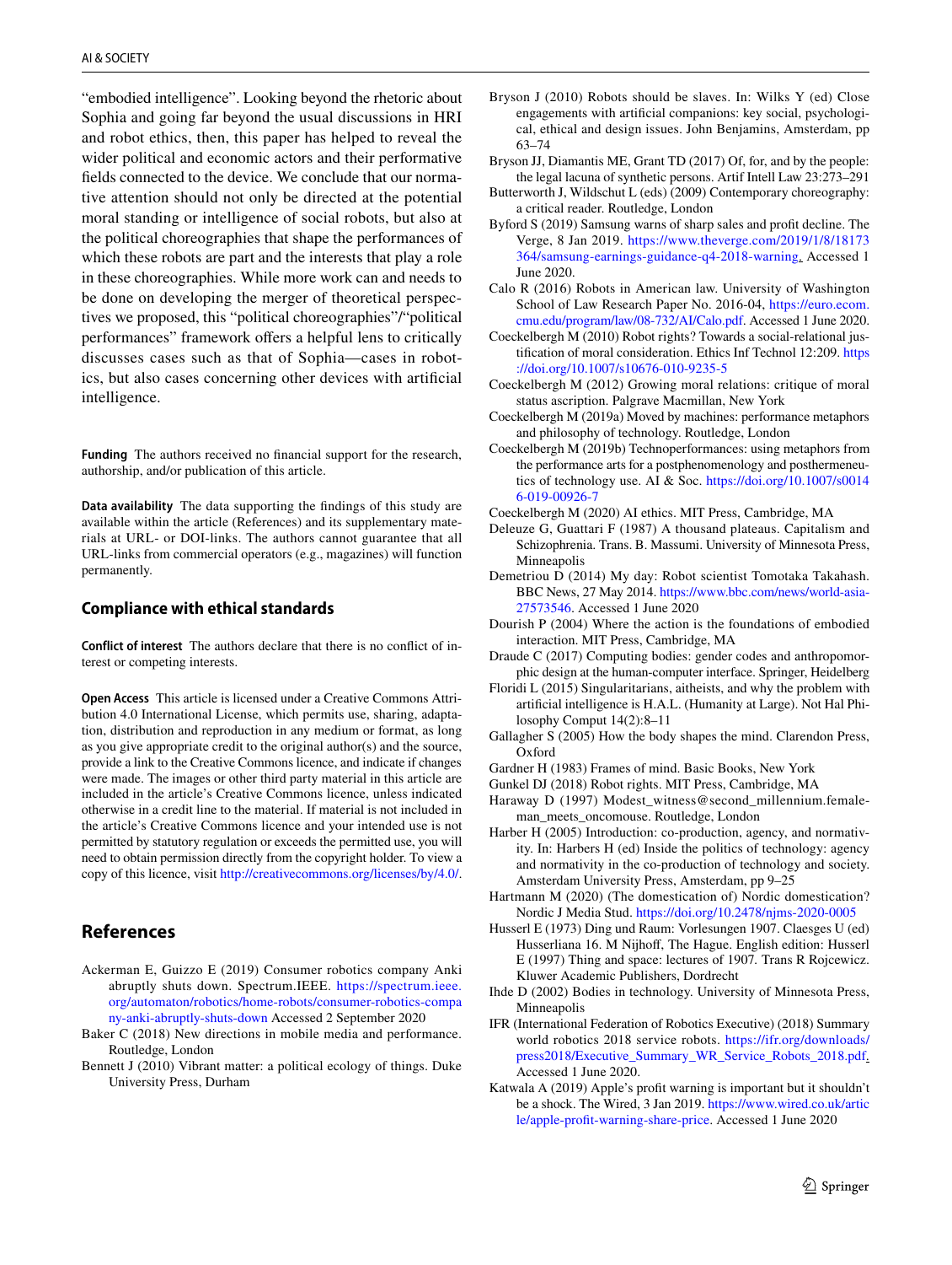"embodied intelligence". Looking beyond the rhetoric about Sophia and going far beyond the usual discussions in HRI and robot ethics, then, this paper has helped to reveal the wider political and economic actors and their performative fields connected to the device. We conclude that our normative attention should not only be directed at the potential moral standing or intelligence of social robots, but also at the political choreographies that shape the performances of which these robots are part and the interests that play a role in these choreographies. While more work can and needs to be done on developing the merger of theoretical perspectives we proposed, this "political choreographies"/"political performances" framework offers a helpful lens to critically discusses cases such as that of Sophia—cases in robotics, but also cases concerning other devices with artificial intelligence.

**Funding** The authors received no financial support for the research, authorship, and/or publication of this article.

**Data availability** The data supporting the findings of this study are available within the article (References) and its supplementary materials at URL- or DOI-links. The authors cannot guarantee that all URL-links from commercial operators (e.g., magazines) will function permanently.

### Compliance with ethical standards

**Conflict of interest** The authors declare that there is no conflict of interest or competing interests.

**Open Access** This article is licensed under a Creative Commons Attribution 4.0 International License, which permits use, sharing, adaptation, distribution and reproduction in any medium or format, as long as you give appropriate credit to the original author(s) and the source, provide a link to the Creative Commons licence, and indicate if changes were made. The images or other third party material in this article are included in the article's Creative Commons licence, unless indicated otherwise in a credit line to the material. If material is not included in the article's Creative Commons licence and your intended use is not permitted by statutory regulation or exceeds the permitted use, you will need to obtain permission directly from the copyright holder. To view a copy of this licence, visit http://creativecommons.org/licenses/by/4.0/.

## References

Ackerman E, Guizzo E (2019) Consumer robotics company Anki abruptly shuts down. Spectrum.IEEE. https://spectrum.ieee.org/automaton/robotics/home-robots/consumer-robotics-company-anki-abruptly-shuts-down Accessed 2 September 2020

Baker C (2018) New directions in mobile media and performance. Routledge, London

Bennett J (2010) Vibrant matter: a political ecology of things. Duke University Press, Durham

Bryson J (2010) Robots should be slaves. In: Wilks Y (ed) Close engagements with artificial companions: key social, psychological, ethical and design issues. John Benjamins, Amsterdam, pp 63–74

Bryson JJ, Diamantis ME, Grant TD (2017) Of, for, and by the people: the legal lacuna of synthetic persons. Artif Intell Law 23:273–291

Butterworth J, Wildschut L (eds) (2009) Contemporary choreography: a critical reader. Routledge, London

Byford S (2019) Samsung warns of sharp sales and profit decline. The Verge, 8 Jan 2019. https://www.theverge.com/2019/1/8/18173364/samsung-earnings-guidance-q4-2018-warning. Accessed 1 June 2020.

Calo R (2016) Robots in American law. University of Washington School of Law Research Paper No. 2016-04, https://euro.ecom.cmu.edu/program/law/08-732/AI/Calo.pdf. Accessed 1 June 2020.

Coeckelbergh M (2010) Robot rights? Towards a social-relational justification of moral consideration. Ethics Inf Technol 12:209. https://doi.org/10.1007/s10676-010-9235-5

Coeckelbergh M (2012) Growing moral relations: critique of moral status ascription. Palgrave Macmillan, New York

Coeckelbergh M (2019a) Moved by machines: performance metaphors and philosophy of technology. Routledge, London

Coeckelbergh M (2019b) Technoperformances: using metaphors from the performance arts for a postphenomenology and posthermeneutics of technology use. AI & Soc. https://doi.org/10.1007/s00146-019-00926-7

Coeckelbergh M (2020) AI ethics. MIT Press, Cambridge, MA

Deleuze G, Guattari F (1987) A thousand plateaus. Capitalism and Schizophrenia. Trans. B. Massumi. University of Minnesota Press, Minneapolis

Demetriou D (2014) My day: Robot scientist Tomotaka Takahash. BBC News, 27 May 2014. https://www.bbc.com/news/world-asia-27573546. Accessed 1 June 2020

Dourish P (2004) Where the action is the foundations of embodied interaction. MIT Press, Cambridge, MA

Draude C (2017) Computing bodies: gender codes and anthropomorphic design at the human-computer interface. Springer, Heidelberg

Floridi L (2015) Singularitarians, aitheists, and why the problem with artificial intelligence is H.A.L. (Humanity at Large). Not Hal Philosophy Comput 14(2):8–11

Gallagher S (2005) How the body shapes the mind. Clarendon Press, Oxford

Gardner H (1983) Frames of mind. Basic Books, New York

Gunkel DJ (2018) Robot rights. MIT Press, Cambridge, MA

Haraway D (1997) Modest_witness@second_millennium.femaleman_meets_oncomouse. Routledge, London

Harber H (2005) Introduction: co-production, agency, and normativity. In: Harbers H (ed) Inside the politics of technology: agency and normativity in the co-production of technology and society. Amsterdam University Press, Amsterdam, pp 9–25

Hartmann M (2020) (The domestication of) Nordic domestication? Nordic J Media Stud. https://doi.org/10.2478/njms-2020-0005

Husserl E (1973) Ding und Raum: Vorlesungen 1907. Claesges U (ed) Husserliana 16. M Nijhoff, The Hague. English edition: Husserl E (1997) Thing and space: lectures of 1907. Trans R Rojcewicz. Kluwer Academic Publishers, Dordrecht

Ihde D (2002) Bodies in technology. University of Minnesota Press, Minneapolis

IFR (International Federation of Robotics Executive) (2018) Summary world robotics 2018 service robots. https://ifr.org/downloads/press2018/Executive_Summary_WR_Service_Robots_2018.pdf. Accessed 1 June 2020.

Katwala A (2019) Apple's profit warning is important but it shouldn't be a shock. The Wired, 3 Jan 2019. https://www.wired.co.uk/article/apple-profit-warning-share-price. Accessed 1 June 2020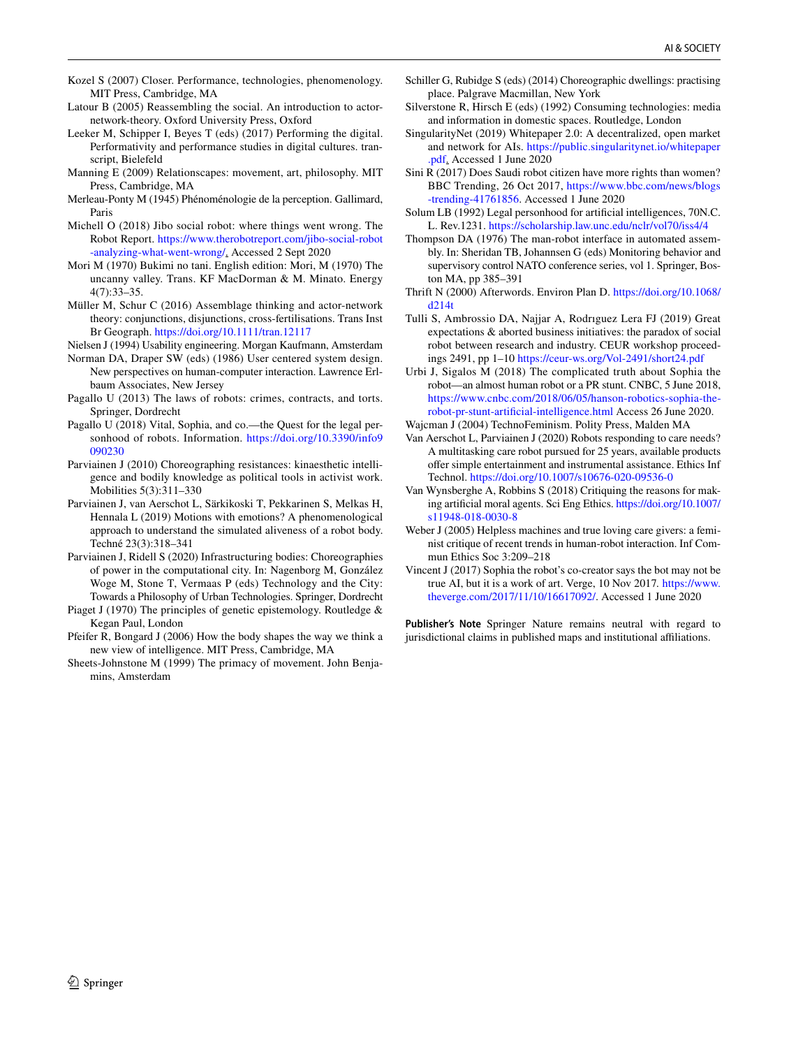Kozel S (2007) Closer. Performance, technologies, phenomenology. MIT Press, Cambridge, MA

Latour B (2005) Reassembling the social. An introduction to actor-network-theory. Oxford University Press, Oxford

Leeker M, Schipper I, Beyes T (eds) (2017) Performing the digital. Performativity and performance studies in digital cultures. transcript, Bielefeld

Manning E (2009) Relationscapes: movement, art, philosophy. MIT Press, Cambridge, MA

Merleau-Ponty M (1945) Phénoménologie de la perception. Gallimard, Paris

Michell O (2018) Jibo social robot: where things went wrong. The Robot Report. https://www.therobotreport.com/jibo-social-robot-analyzing-what-went-wrong/. Accessed 2 Sept 2020

Mori M (1970) Bukimi no tani. English edition: Mori, M (1970) The uncanny valley. Trans. KF MacDorman & M. Minato. Energy 4(7):33–35.

Müller M, Schur C (2016) Assemblage thinking and actor-network theory: conjunctions, disjunctions, cross-fertilisations. Trans Inst Br Geograph. https://doi.org/10.1111/tran.12117

Nielsen J (1994) Usability engineering. Morgan Kaufmann, Amsterdam

Norman DA, Draper SW (eds) (1986) User centered system design. New perspectives on human-computer interaction. Lawrence Erlbaum Associates, New Jersey

Pagallo U (2013) The laws of robots: crimes, contracts, and torts. Springer, Dordrecht

Pagallo U (2018) Vital, Sophia, and co.—the Quest for the legal personhood of robots. Information. https://doi.org/10.3390/info9090230

Parviainen J (2010) Choreographing resistances: kinaesthetic intelligence and bodily knowledge as political tools in activist work. Mobilities 5(3):311–330

Parviainen J, van Aerschot L, Särkikoski T, Pekkarinen S, Melkas H, Hennala L (2019) Motions with emotions? A phenomenological approach to understand the simulated aliveness of a robot body. Techné 23(3):318–341

Parviainen J, Ridell S (2020) Infrastructuring bodies: Choreographies of power in the computational city. In: Nagenborg M, González Woge M, Stone T, Vermaas P (eds) Technology and the City: Towards a Philosophy of Urban Technologies. Springer, Dordrecht

Piaget J (1970) The principles of genetic epistemology. Routledge & Kegan Paul, London

Pfeifer R, Bongard J (2006) How the body shapes the way we think a new view of intelligence. MIT Press, Cambridge, MA

Sheets-Johnstone M (1999) The primacy of movement. John Benjamins, Amsterdam

Schiller G, Rubidge S (eds) (2014) Choreographic dwellings: practising place. Palgrave Macmillan, New York

Silverstone R, Hirsch E (eds) (1992) Consuming technologies: media and information in domestic spaces. Routledge, London

SingularityNet (2019) Whitepaper 2.0: A decentralized, open market and network for AIs. https://public.singularitynet.io/whitepaper.pdf. Accessed 1 June 2020

Sini R (2017) Does Saudi robot citizen have more rights than women? BBC Trending, 26 Oct 2017, https://www.bbc.com/news/blogs-trending-41761856. Accessed 1 June 2020

Solum LB (1992) Legal personhood for artificial intelligences, 70N.C. L. Rev.1231. https://scholarship.law.unc.edu/nclr/vol70/iss4/4

Thompson DA (1976) The man-robot interface in automated assembly. In: Sheridan TB, Johannsen G (eds) Monitoring behavior and supervisory control NATO conference series, vol 1. Springer, Boston MA, pp 385–391

Thrift N (2000) Afterwords. Environ Plan D. https://doi.org/10.1068/d214t

Tulli S, Ambrossio DA, Najjar A, Rodrıguez Lera FJ (2019) Great expectations & aborted business initiatives: the paradox of social robot between research and industry. CEUR workshop proceedings 2491, pp 1–10 https://ceur-ws.org/Vol-2491/short24.pdf

Urbi J, Sigalos M (2018) The complicated truth about Sophia the robot—an almost human robot or a PR stunt. CNBC, 5 June 2018, https://www.cnbc.com/2018/06/05/hanson-robotics-sophia-the-robot-pr-stunt-artificial-intelligence.html Access 26 June 2020.

Wajcman J (2004) TechnoFeminism. Polity Press, Malden MA

Van Aerschot L, Parviainen J (2020) Robots responding to care needs? A multitasking care robot pursued for 25 years, available products offer simple entertainment and instrumental assistance. Ethics Inf Technol. https://doi.org/10.1007/s10676-020-09536-0

Van Wynsberghe A, Robbins S (2018) Critiquing the reasons for making artificial moral agents. Sci Eng Ethics. https://doi.org/10.1007/s11948-018-0030-8

Weber J (2005) Helpless machines and true loving care givers: a feminist critique of recent trends in human-robot interaction. Inf Commun Ethics Soc 3:209–218

Vincent J (2017) Sophia the robot's co-creator says the bot may not be true AI, but it is a work of art. Verge, 10 Nov 2017. https://www.theverge.com/2017/11/10/16617092/. Accessed 1 June 2020

**Publisher's Note** Springer Nature remains neutral with regard to jurisdictional claims in published maps and institutional affiliations.